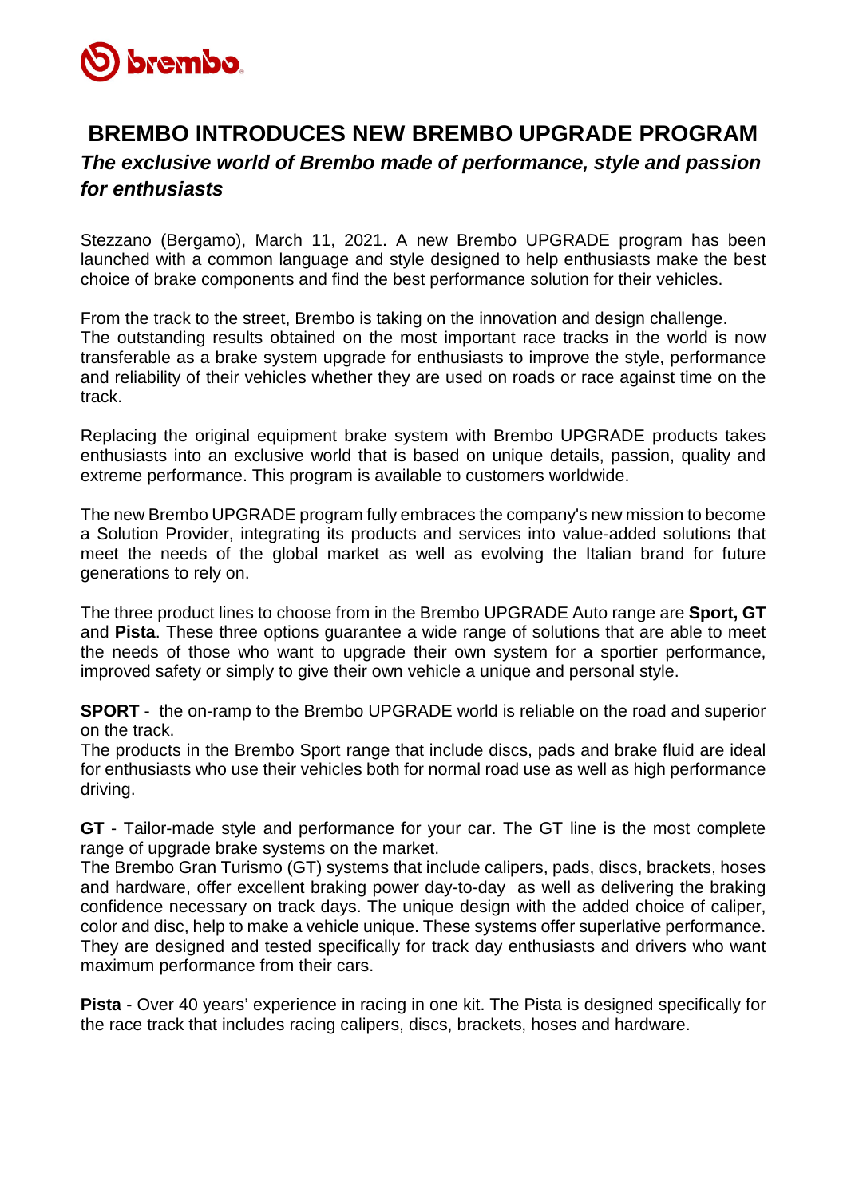# BREMBO INTRODUCES NEW BREMBO UPGRADE PROGRAM

## *The exclusive world of Brembo made of performance, style and passion for enthusiasts*

Stezzano (Bergamo), March 11, 2021. A new Brembo UPGRADE program has been launched with a common language and style designed to help enthusiasts make the best choice of brake components and find the best performance solution for their vehicles.

From the track to the street, Brembo is taking on the innovation and design challenge. The outstanding results obtained on the most important race tracks in the world is now transferable as a brake system upgrade for enthusiasts to improve the style, performance and reliability of their vehicles whether they are used on roads or race against time on the track.

Replacing the original equipment brake system with Brembo UPGRADE products takes enthusiasts into an exclusive world that is based on unique details, passion, quality and extreme performance. This program is available to customers worldwide.

The new Brembo UPGRADE program fully embraces the company's new mission to become a Solution Provider, integrating its products and services into value-added solutions that meet the needs of the global market as well as evolving the Italian brand for future generations to rely on.

The three product lines to choose from in the Brembo UPGRADE Auto range are **Sport, GT** and **Pista**. These three options guarantee a wide range of solutions that are able to meet the needs of those who want to upgrade their own system for a sportier performance, improved safety or simply to give their own vehicle a unique and personal style.

**SPORT** - the on-ramp to the Brembo UPGRADE world is reliable on the road and superior on the track.
The products in the Brembo Sport range that include discs, pads and brake fluid are ideal for enthusiasts who use their vehicles both for normal road use as well as high performance driving.

**GT** - Tailor-made style and performance for your car. The GT line is the most complete range of upgrade brake systems on the market.
The Brembo Gran Turismo (GT) systems that include calipers, pads, discs, brackets, hoses and hardware, offer excellent braking power day-to-day as well as delivering the braking confidence necessary on track days. The unique design with the added choice of caliper, color and disc, help to make a vehicle unique. These systems offer superlative performance. They are designed and tested specifically for track day enthusiasts and drivers who want maximum performance from their cars.

**Pista** - Over 40 years' experience in racing in one kit. The Pista is designed specifically for the race track that includes racing calipers, discs, brackets, hoses and hardware.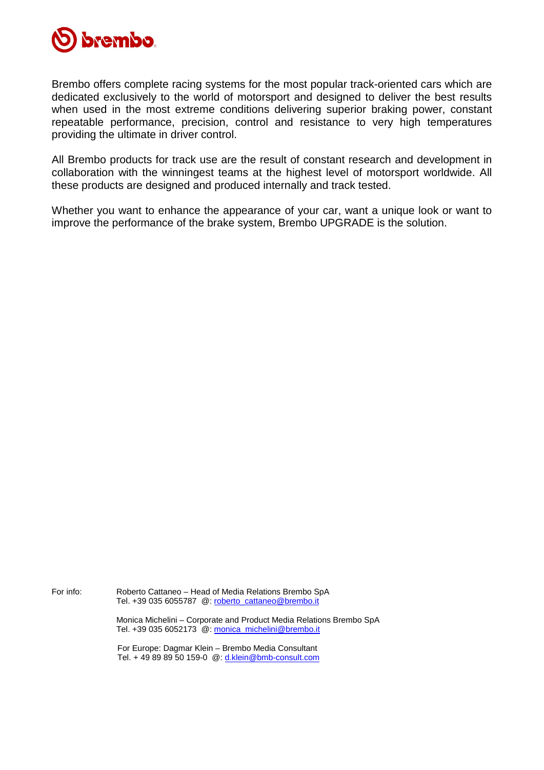Brembo offers complete racing systems for the most popular track-oriented cars which are dedicated exclusively to the world of motorsport and designed to deliver the best results when used in the most extreme conditions delivering superior braking power, constant repeatable performance, precision, control and resistance to very high temperatures providing the ultimate in driver control.

All Brembo products for track use are the result of constant research and development in collaboration with the winningest teams at the highest level of motorsport worldwide. All these products are designed and produced internally and track tested.

Whether you want to enhance the appearance of your car, want a unique look or want to improve the performance of the brake system, Brembo UPGRADE is the solution.

For info:

Roberto Cattaneo – Head of Media Relations Brembo SpA
Tel. +39 035 6055787 @: roberto_cattaneo@brembo.it

Monica Michelini – Corporate and Product Media Relations Brembo SpA
Tel. +39 035 6052173 @: monica_michelini@brembo.it

For Europe: Dagmar Klein – Brembo Media Consultant
Tel. + 49 89 89 50 159-0 @: d.klein@bmb-consult.com